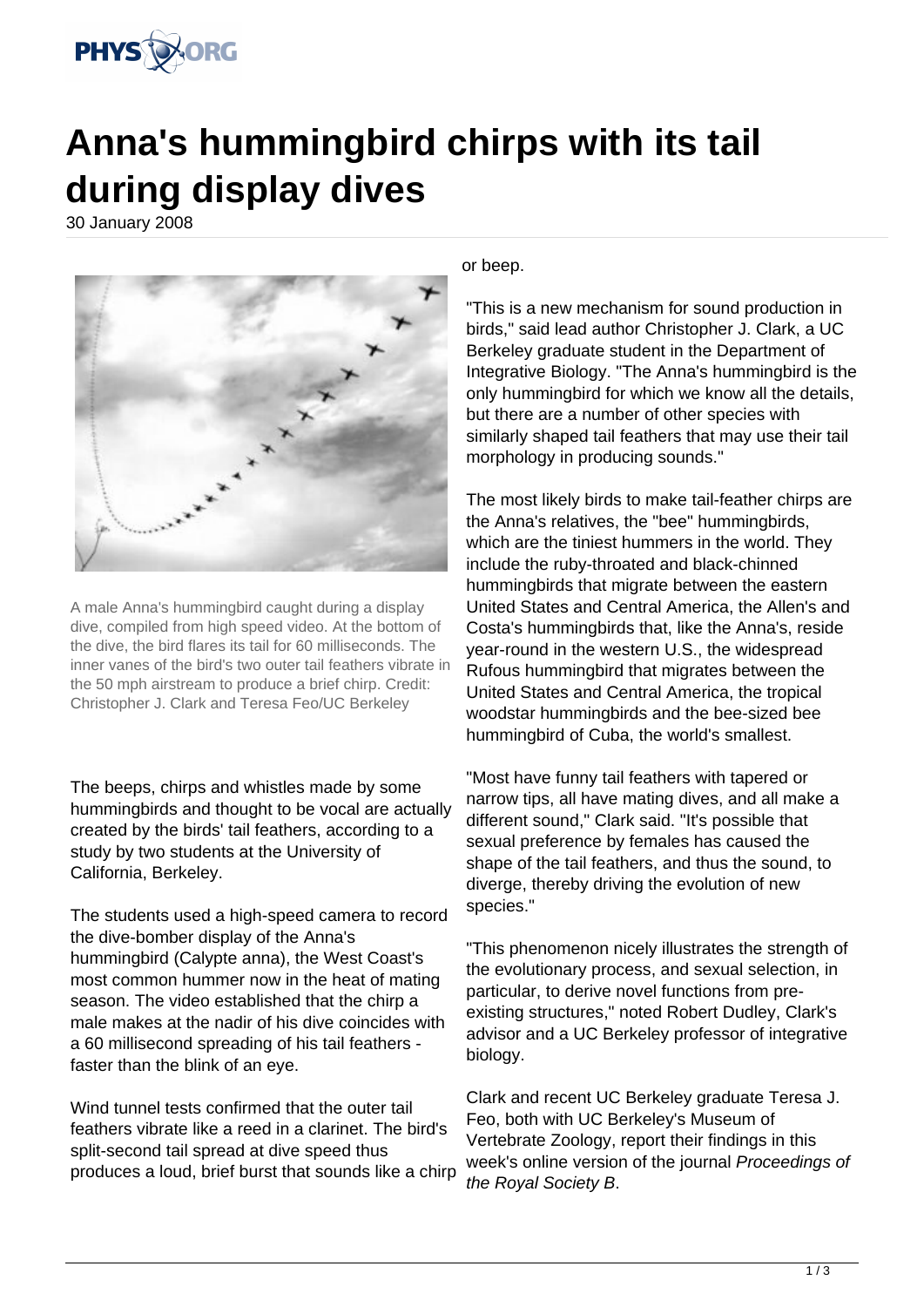# Anna's hummingbird chirps with its tail during display dives

30 January 2008

A male Anna's hummingbird caught during a display dive, compiled from high speed video. At the bottom of the dive, the bird flares its tail for 60 milliseconds. The inner vanes of the bird's two outer tail feathers vibrate in the 50 mph airstream to produce a brief chirp. Credit: Christopher J. Clark and Teresa Feo/UC Berkeley

The beeps, chirps and whistles made by some hummingbirds and thought to be vocal are actually created by the birds' tail feathers, according to a study by two students at the University of California, Berkeley.

The students used a high-speed camera to record the dive-bomber display of the Anna's hummingbird (Calypte anna), the West Coast's most common hummer now in the heat of mating season. The video established that the chirp a male makes at the nadir of his dive coincides with a 60 millisecond spreading of his tail feathers - faster than the blink of an eye.

Wind tunnel tests confirmed that the outer tail feathers vibrate like a reed in a clarinet. The bird's split-second tail spread at dive speed thus produces a loud, brief burst that sounds like a chirp or beep.

"This is a new mechanism for sound production in birds," said lead author Christopher J. Clark, a UC Berkeley graduate student in the Department of Integrative Biology. "The Anna's hummingbird is the only hummingbird for which we know all the details, but there are a number of other species with similarly shaped tail feathers that may use their tail morphology in producing sounds."

The most likely birds to make tail-feather chirps are the Anna's relatives, the "bee" hummingbirds, which are the tiniest hummers in the world. They include the ruby-throated and black-chinned hummingbirds that migrate between the eastern United States and Central America, the Allen's and Costa's hummingbirds that, like the Anna's, reside year-round in the western U.S., the widespread Rufous hummingbird that migrates between the United States and Central America, the tropical woodstar hummingbirds and the bee-sized bee hummingbird of Cuba, the world's smallest.

"Most have funny tail feathers with tapered or narrow tips, all have mating dives, and all make a different sound," Clark said. "It's possible that sexual preference by females has caused the shape of the tail feathers, and thus the sound, to diverge, thereby driving the evolution of new species."

"This phenomenon nicely illustrates the strength of the evolutionary process, and sexual selection, in particular, to derive novel functions from pre-existing structures," noted Robert Dudley, Clark's advisor and a UC Berkeley professor of integrative biology.

Clark and recent UC Berkeley graduate Teresa J. Feo, both with UC Berkeley's Museum of Vertebrate Zoology, report their findings in this week's online version of the journal *Proceedings of the Royal Society B*.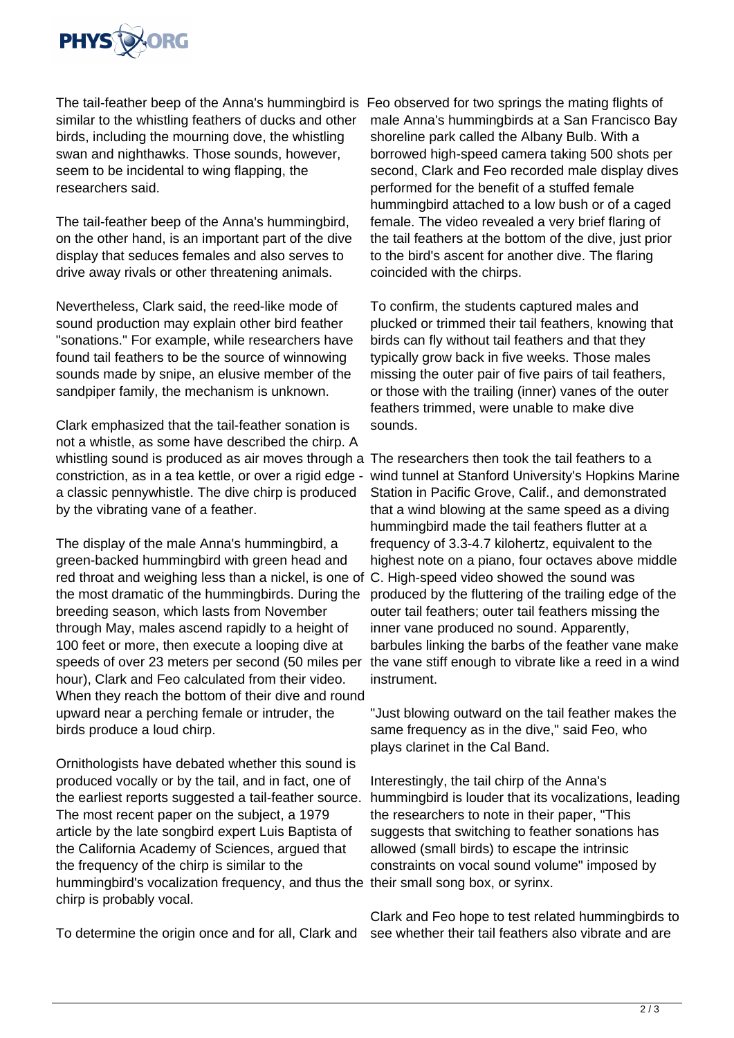The tail-feather beep of the Anna's hummingbird is similar to the whistling feathers of ducks and other birds, including the mourning dove, the whistling swan and nighthawks. Those sounds, however, seem to be incidental to wing flapping, the researchers said.

The tail-feather beep of the Anna's hummingbird, on the other hand, is an important part of the dive display that seduces females and also serves to drive away rivals or other threatening animals.

Nevertheless, Clark said, the reed-like mode of sound production may explain other bird feather "sonations." For example, while researchers have found tail feathers to be the source of winnowing sounds made by snipe, an elusive member of the sandpiper family, the mechanism is unknown.

Clark emphasized that the tail-feather sonation is not a whistle, as some have described the chirp. A whistling sound is produced as air moves through a constriction, as in a tea kettle, or over a rigid edge - a classic pennywhistle. The dive chirp is produced by the vibrating vane of a feather.

The display of the male Anna's hummingbird, a green-backed hummingbird with green head and red throat and weighing less than a nickel, is one of the most dramatic of the hummingbirds. During the breeding season, which lasts from November through May, males ascend rapidly to a height of 100 feet or more, then execute a looping dive at speeds of over 23 meters per second (50 miles per hour), Clark and Feo calculated from their video. When they reach the bottom of their dive and round upward near a perching female or intruder, the birds produce a loud chirp.

Ornithologists have debated whether this sound is produced vocally or by the tail, and in fact, one of the earliest reports suggested a tail-feather source. The most recent paper on the subject, a 1979 article by the late songbird expert Luis Baptista of the California Academy of Sciences, argued that the frequency of the chirp is similar to the hummingbird's vocalization frequency, and thus the chirp is probably vocal.

To determine the origin once and for all, Clark and Feo observed for two springs the mating flights of male Anna's hummingbirds at a San Francisco Bay shoreline park called the Albany Bulb. With a borrowed high-speed camera taking 500 shots per second, Clark and Feo recorded male display dives performed for the benefit of a stuffed female hummingbird attached to a low bush or of a caged female. The video revealed a very brief flaring of the tail feathers at the bottom of the dive, just prior to the bird's ascent for another dive. The flaring coincided with the chirps.

To confirm, the students captured males and plucked or trimmed their tail feathers, knowing that birds can fly without tail feathers and that they typically grow back in five weeks. Those males missing the outer pair of five pairs of tail feathers, or those with the trailing (inner) vanes of the outer feathers trimmed, were unable to make dive sounds.

The researchers then took the tail feathers to a wind tunnel at Stanford University's Hopkins Marine Station in Pacific Grove, Calif., and demonstrated that a wind blowing at the same speed as a diving hummingbird made the tail feathers flutter at a frequency of 3.3-4.7 kilohertz, equivalent to the highest note on a piano, four octaves above middle C. High-speed video showed the sound was produced by the fluttering of the trailing edge of the outer tail feathers; outer tail feathers missing the inner vane produced no sound. Apparently, barbules linking the barbs of the feather vane make the vane stiff enough to vibrate like a reed in a wind instrument.

"Just blowing outward on the tail feather makes the same frequency as in the dive," said Feo, who plays clarinet in the Cal Band.

Interestingly, the tail chirp of the Anna's hummingbird is louder that its vocalizations, leading the researchers to note in their paper, "This suggests that switching to feather sonations has allowed (small birds) to escape the intrinsic constraints on vocal sound volume" imposed by their small song box, or syrinx.

Clark and Feo hope to test related hummingbirds to see whether their tail feathers also vibrate and are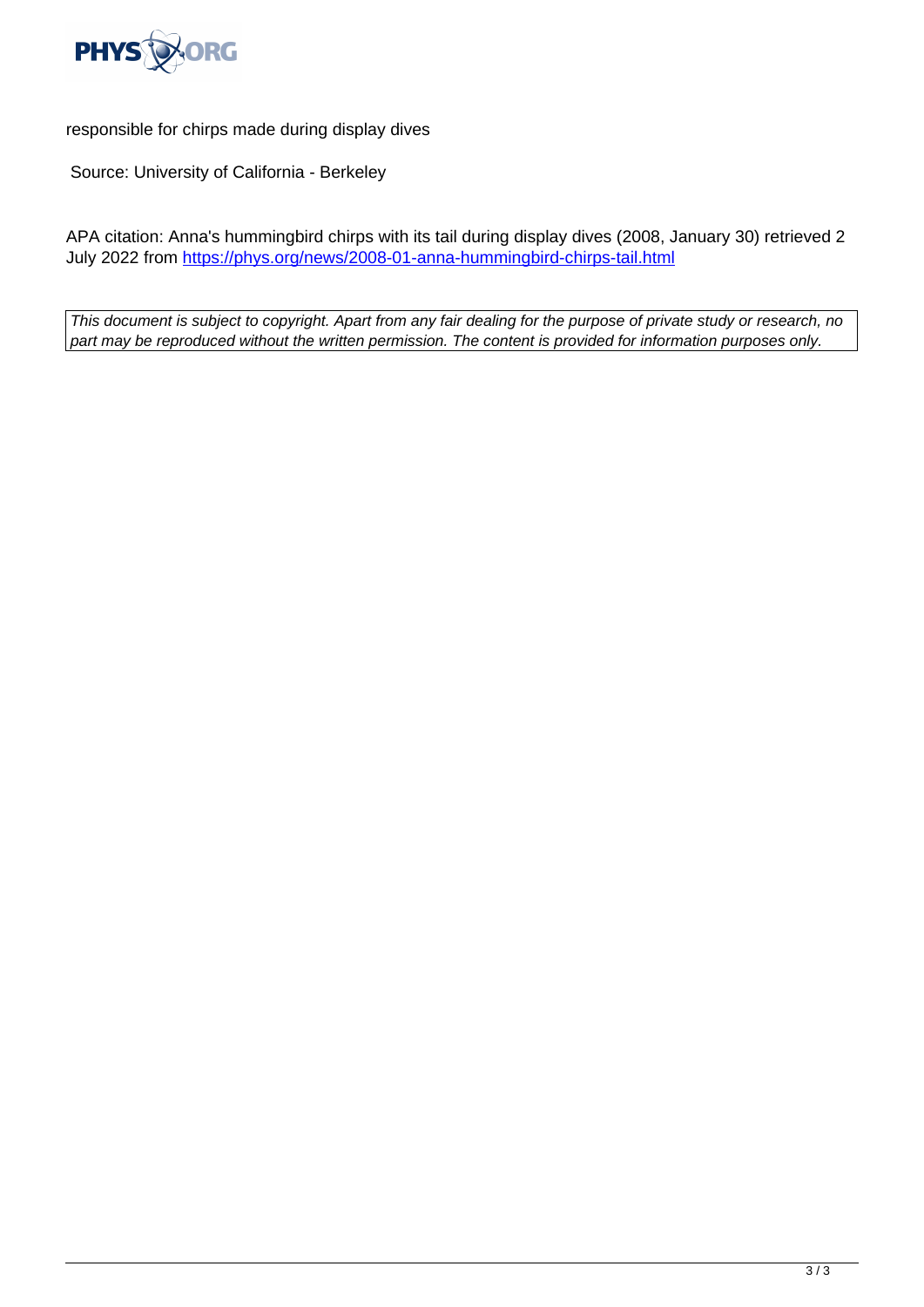responsible for chirps made during display dives

Source: University of California - Berkeley

APA citation: Anna's hummingbird chirps with its tail during display dives (2008, January 30) retrieved 2 July 2022 from https://phys.org/news/2008-01-anna-hummingbird-chirps-tail.html

*This document is subject to copyright. Apart from any fair dealing for the purpose of private study or research, no part may be reproduced without the written permission. The content is provided for information purposes only.*